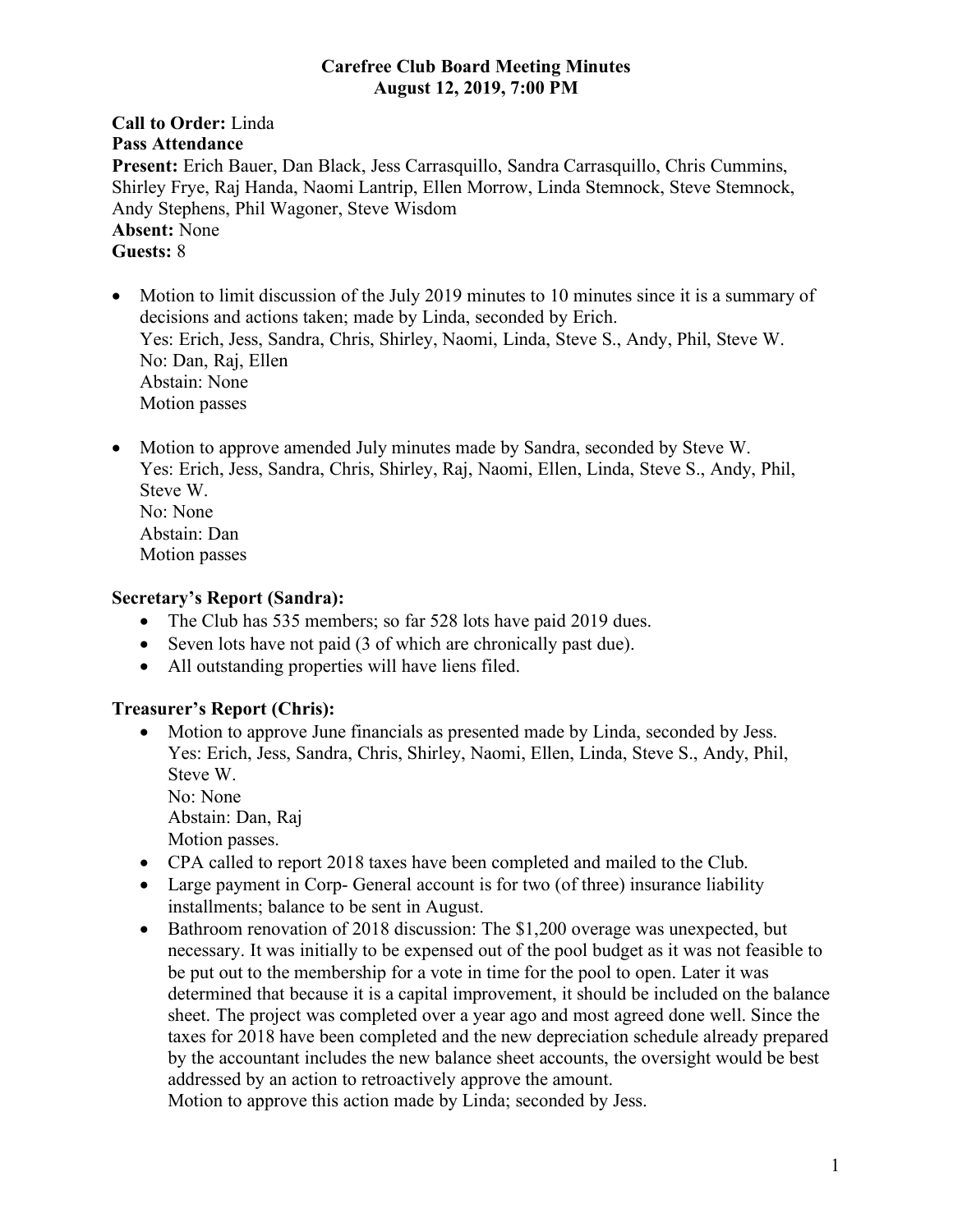# Carefree Club Board Meeting Minutes
## August 12, 2019, 7:00 PM

**Call to Order:** Linda
**Pass Attendance**
**Present:** Erich Bauer, Dan Black, Jess Carrasquillo, Sandra Carrasquillo, Chris Cummins, Shirley Frye, Raj Handa, Naomi Lantrip, Ellen Morrow, Linda Stemnock, Steve Stemnock, Andy Stephens, Phil Wagoner, Steve Wisdom
**Absent:** None
**Guests:** 8

- Motion to limit discussion of the July 2019 minutes to 10 minutes since it is a summary of decisions and actions taken; made by Linda, seconded by Erich.
  Yes: Erich, Jess, Sandra, Chris, Shirley, Naomi, Linda, Steve S., Andy, Phil, Steve W.
  No: Dan, Raj, Ellen
  Abstain: None
  Motion passes

- Motion to approve amended July minutes made by Sandra, seconded by Steve W.
  Yes: Erich, Jess, Sandra, Chris, Shirley, Raj, Naomi, Ellen, Linda, Steve S., Andy, Phil, Steve W.
  No: None
  Abstain: Dan
  Motion passes

### Secretary's Report (Sandra):

- The Club has 535 members; so far 528 lots have paid 2019 dues.
- Seven lots have not paid (3 of which are chronically past due).
- All outstanding properties will have liens filed.

### Treasurer's Report (Chris):

- Motion to approve June financials as presented made by Linda, seconded by Jess.
  Yes: Erich, Jess, Sandra, Chris, Shirley, Naomi, Ellen, Linda, Steve S., Andy, Phil, Steve W.
  No: None
  Abstain: Dan, Raj
  Motion passes.
- CPA called to report 2018 taxes have been completed and mailed to the Club.
- Large payment in Corp- General account is for two (of three) insurance liability installments; balance to be sent in August.
- Bathroom renovation of 2018 discussion: The $1,200 overage was unexpected, but necessary. It was initially to be expensed out of the pool budget as it was not feasible to be put out to the membership for a vote in time for the pool to open. Later it was determined that because it is a capital improvement, it should be included on the balance sheet. The project was completed over a year ago and most agreed done well. Since the taxes for 2018 have been completed and the new depreciation schedule already prepared by the accountant includes the new balance sheet accounts, the oversight would be best addressed by an action to retroactively approve the amount.
  Motion to approve this action made by Linda; seconded by Jess.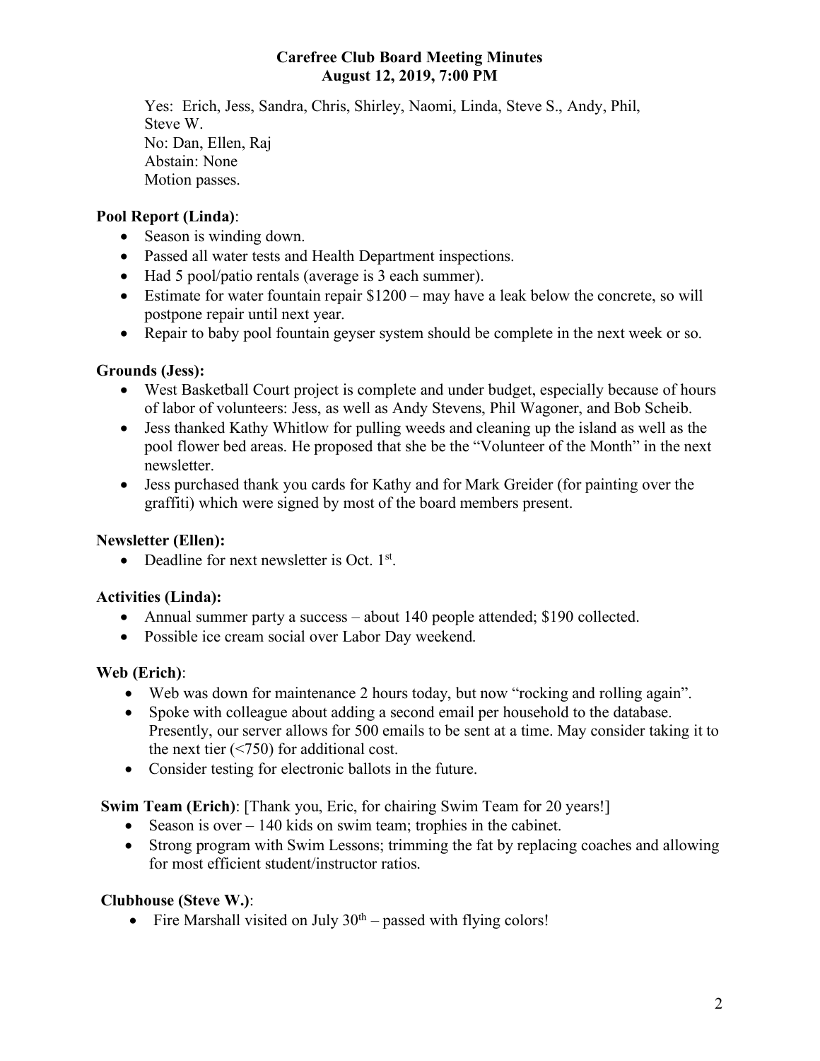# Carefree Club Board Meeting Minutes
## August 12, 2019, 7:00 PM

Yes: Erich, Jess, Sandra, Chris, Shirley, Naomi, Linda, Steve S., Andy, Phil, Steve W.
No: Dan, Ellen, Raj
Abstain: None
Motion passes.

**Pool Report (Linda)**:

- Season is winding down.
- Passed all water tests and Health Department inspections.
- Had 5 pool/patio rentals (average is 3 each summer).
- Estimate for water fountain repair $1200 – may have a leak below the concrete, so will postpone repair until next year.
- Repair to baby pool fountain geyser system should be complete in the next week or so.

**Grounds (Jess):**

- West Basketball Court project is complete and under budget, especially because of hours of labor of volunteers: Jess, as well as Andy Stevens, Phil Wagoner, and Bob Scheib.
- Jess thanked Kathy Whitlow for pulling weeds and cleaning up the island as well as the pool flower bed areas. He proposed that she be the "Volunteer of the Month" in the next newsletter.
- Jess purchased thank you cards for Kathy and for Mark Greider (for painting over the graffiti) which were signed by most of the board members present.

**Newsletter (Ellen):**

- Deadline for next newsletter is Oct. 1st.

**Activities (Linda):**

- Annual summer party a success – about 140 people attended; $190 collected.
- Possible ice cream social over Labor Day weekend.

**Web (Erich)**:

- Web was down for maintenance 2 hours today, but now "rocking and rolling again".
- Spoke with colleague about adding a second email per household to the database. Presently, our server allows for 500 emails to be sent at a time. May consider taking it to the next tier (<750) for additional cost.
- Consider testing for electronic ballots in the future.

**Swim Team (Erich)**: [Thank you, Eric, for chairing Swim Team for 20 years!]

- Season is over – 140 kids on swim team; trophies in the cabinet.
- Strong program with Swim Lessons; trimming the fat by replacing coaches and allowing for most efficient student/instructor ratios.

**Clubhouse (Steve W.)**:

- Fire Marshall visited on July 30th – passed with flying colors!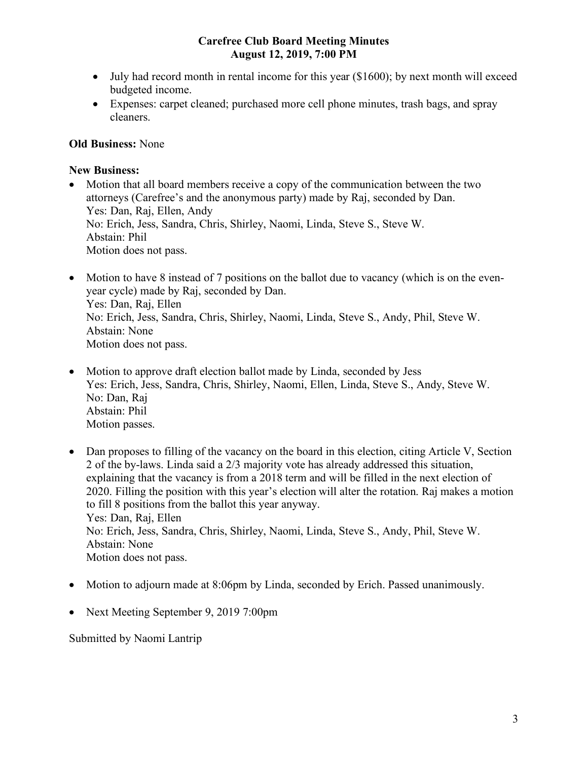# Carefree Club Board Meeting Minutes
## August 12, 2019, 7:00 PM

- July had record month in rental income for this year ($1600); by next month will exceed budgeted income.
- Expenses: carpet cleaned; purchased more cell phone minutes, trash bags, and spray cleaners.

**Old Business:** None

**New Business:**

- Motion that all board members receive a copy of the communication between the two attorneys (Carefree's and the anonymous party) made by Raj, seconded by Dan.
  Yes: Dan, Raj, Ellen, Andy
  No: Erich, Jess, Sandra, Chris, Shirley, Naomi, Linda, Steve S., Steve W.
  Abstain: Phil
  Motion does not pass.

- Motion to have 8 instead of 7 positions on the ballot due to vacancy (which is on the even-year cycle) made by Raj, seconded by Dan.
  Yes: Dan, Raj, Ellen
  No: Erich, Jess, Sandra, Chris, Shirley, Naomi, Linda, Steve S., Andy, Phil, Steve W.
  Abstain: None
  Motion does not pass.

- Motion to approve draft election ballot made by Linda, seconded by Jess
  Yes: Erich, Jess, Sandra, Chris, Shirley, Naomi, Ellen, Linda, Steve S., Andy, Steve W.
  No: Dan, Raj
  Abstain: Phil
  Motion passes.

- Dan proposes to filling of the vacancy on the board in this election, citing Article V, Section 2 of the by-laws. Linda said a 2/3 majority vote has already addressed this situation, explaining that the vacancy is from a 2018 term and will be filled in the next election of 2020. Filling the position with this year's election will alter the rotation. Raj makes a motion to fill 8 positions from the ballot this year anyway.
  Yes: Dan, Raj, Ellen
  No: Erich, Jess, Sandra, Chris, Shirley, Naomi, Linda, Steve S., Andy, Phil, Steve W.
  Abstain: None
  Motion does not pass.

- Motion to adjourn made at 8:06pm by Linda, seconded by Erich. Passed unanimously.

- Next Meeting September 9, 2019 7:00pm

Submitted by Naomi Lantrip